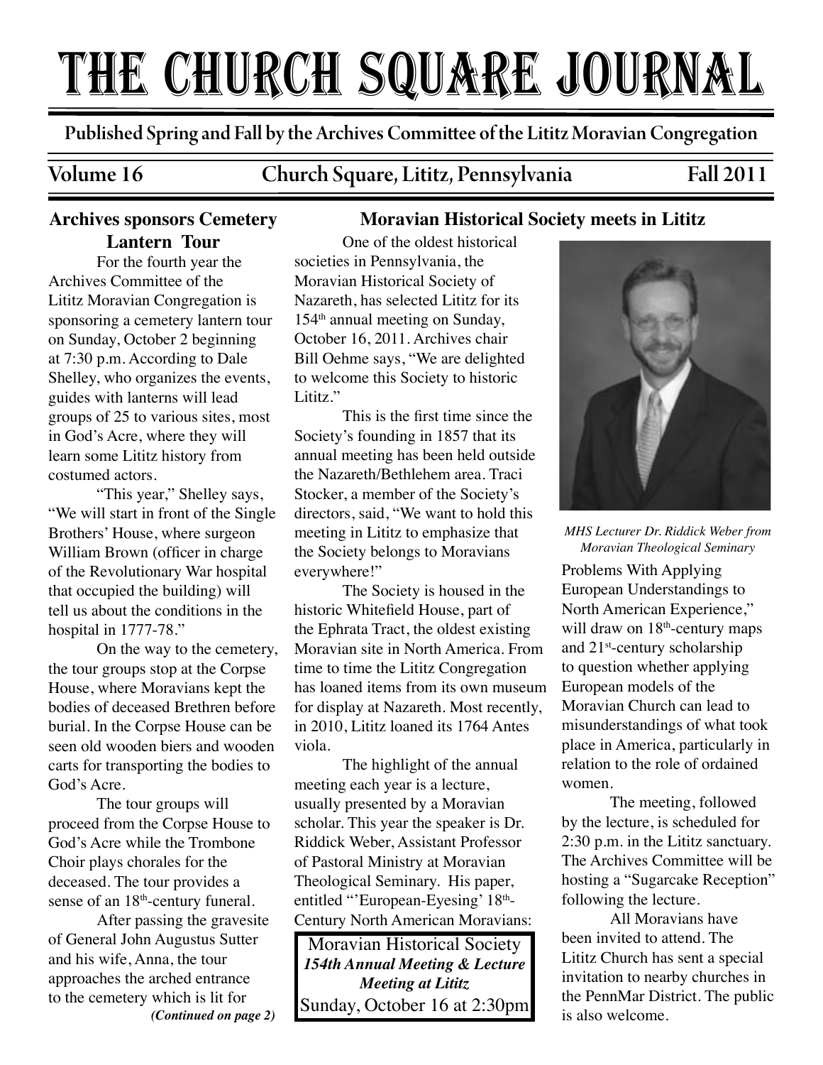# THE CHURCH SQUARE JOURNAL

**Published Spring and Fall by the Archives Committee of the Lititz Moravian Congregation**

**Volume 16 — Church Square, Lititz, Pennsylvania — Fall 2011**

## Archives sponsors Cemetery Lantern Tour

For the fourth year the Archives Committee of the Lititz Moravian Congregation is sponsoring a cemetery lantern tour on Sunday, October 2 beginning at 7:30 p.m. According to Dale Shelley, who organizes the events, guides with lanterns will lead groups of 25 to various sites, most in God's Acre, where they will learn some Lititz history from costumed actors.

"This year," Shelley says, "We will start in front of the Single Brothers' House, where surgeon William Brown (officer in charge of the Revolutionary War hospital that occupied the building) will tell us about the conditions in the hospital in 1777-78."

On the way to the cemetery, the tour groups stop at the Corpse House, where Moravians kept the bodies of deceased Brethren before burial. In the Corpse House can be seen old wooden biers and wooden carts for transporting the bodies to God's Acre.

The tour groups will proceed from the Corpse House to God's Acre while the Trombone Choir plays chorales for the deceased. The tour provides a sense of an 18th-century funeral.

After passing the gravesite of General John Augustus Sutter and his wife, Anna, the tour approaches the arched entrance to the cemetery which is lit for

*(Continued on page 2)*

## Moravian Historical Society meets in Lititz

One of the oldest historical societies in Pennsylvania, the Moravian Historical Society of Nazareth, has selected Lititz for its 154th annual meeting on Sunday, October 16, 2011. Archives chair Bill Oehme says, "We are delighted to welcome this Society to historic Lititz."

This is the first time since the Society's founding in 1857 that its annual meeting has been held outside the Nazareth/Bethlehem area. Traci Stocker, a member of the Society's directors, said, "We want to hold this meeting in Lititz to emphasize that the Society belongs to Moravians everywhere!"

The Society is housed in the historic Whitefield House, part of the Ephrata Tract, the oldest existing Moravian site in North America. From time to time the Lititz Congregation has loaned items from its own museum for display at Nazareth. Most recently, in 2010, Lititz loaned its 1764 Antes viola.

The highlight of the annual meeting each year is a lecture, usually presented by a Moravian scholar. This year the speaker is Dr. Riddick Weber, Assistant Professor of Pastoral Ministry at Moravian Theological Seminary. His paper, entitled "'European-Eyesing' 18th-Century North American Moravians: Problems With Applying European Understandings to North American Experience," will draw on 18th-century maps and 21st-century scholarship to question whether applying European models of the Moravian Church can lead to misunderstandings of what took place in America, particularly in relation to the role of ordained women.

*MHS Lecturer Dr. Riddick Weber from Moravian Theological Seminary*

The meeting, followed by the lecture, is scheduled for 2:30 p.m. in the Lititz sanctuary. The Archives Committee will be hosting a "Sugarcake Reception" following the lecture.

All Moravians have been invited to attend. The Lititz Church has sent a special invitation to nearby churches in the PennMar District. The public is also welcome.

Moravian Historical Society
***154th Annual Meeting & Lecture***
***Meeting at Lititz***
Sunday, October 16 at 2:30pm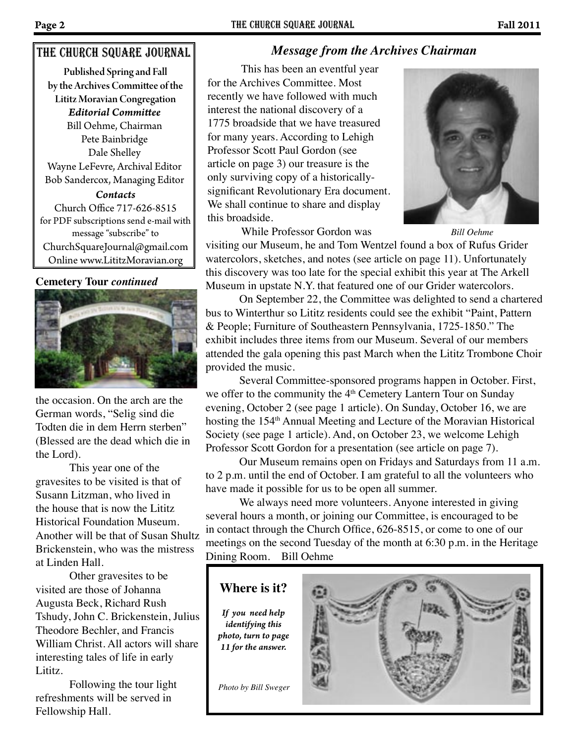## The Church Square Journal

**Published Spring and Fall by the Archives Committee of the Lititz Moravian Congregation**

***Editorial Committee***

Bill Oehme, Chairman
Pete Bainbridge
Dale Shelley
Wayne LeFevre, Archival Editor
Bob Sandercox, Managing Editor

***Contacts***

Church Office 717-626-8515
for PDF subscriptions send e-mail with message "subscribe" to ChurchSquareJournal@gmail.com
Online www.LititzMoravian.org

**Cemetery Tour *continued***

the occasion. On the arch are the German words, "Selig sind die Todten die in dem Herrn sterben" (Blessed are the dead which die in the Lord).

This year one of the gravesites to be visited is that of Susann Litzman, who lived in the house that is now the Lititz Historical Foundation Museum. Another will be that of Susan Shultz Brickenstein, who was the mistress at Linden Hall.

Other gravesites to be visited are those of Johanna Augusta Beck, Richard Rush Tshudy, John C. Brickenstein, Julius Theodore Bechler, and Francis William Christ. All actors will share interesting tales of life in early Lititz.

Following the tour light refreshments will be served in Fellowship Hall.

## *Message from the Archives Chairman*

This has been an eventful year for the Archives Committee. Most recently we have followed with much interest the national discovery of a 1775 broadside that we have treasured for many years. According to Lehigh Professor Scott Paul Gordon (see article on page 3) our treasure is the only surviving copy of a historically-significant Revolutionary Era document. We shall continue to share and display this broadside.

*Bill Oehme*

While Professor Gordon was visiting our Museum, he and Tom Wentzel found a box of Rufus Grider watercolors, sketches, and notes (see article on page 11). Unfortunately this discovery was too late for the special exhibit this year at The Arkell Museum in upstate N.Y. that featured one of our Grider watercolors.

On September 22, the Committee was delighted to send a chartered bus to Winterthur so Lititz residents could see the exhibit "Paint, Pattern & People; Furniture of Southeastern Pennsylvania, 1725-1850." The exhibit includes three items from our Museum. Several of our members attended the gala opening this past March when the Lititz Trombone Choir provided the music.

Several Committee-sponsored programs happen in October. First, we offer to the community the 4th Cemetery Lantern Tour on Sunday evening, October 2 (see page 1 article). On Sunday, October 16, we are hosting the 154th Annual Meeting and Lecture of the Moravian Historical Society (see page 1 article). And, on October 23, we welcome Lehigh Professor Scott Gordon for a presentation (see article on page 7).

Our Museum remains open on Fridays and Saturdays from 11 a.m. to 2 p.m. until the end of October. I am grateful to all the volunteers who have made it possible for us to be open all summer.

We always need more volunteers. Anyone interested in giving several hours a month, or joining our Committee, is encouraged to be in contact through the Church Office, 626-8515, or come to one of our meetings on the second Tuesday of the month at 6:30 p.m. in the Heritage Dining Room. Bill Oehme

### Where is it?

***If you need help identifying this photo, turn to page 11 for the answer.***

*Photo by Bill Sweger*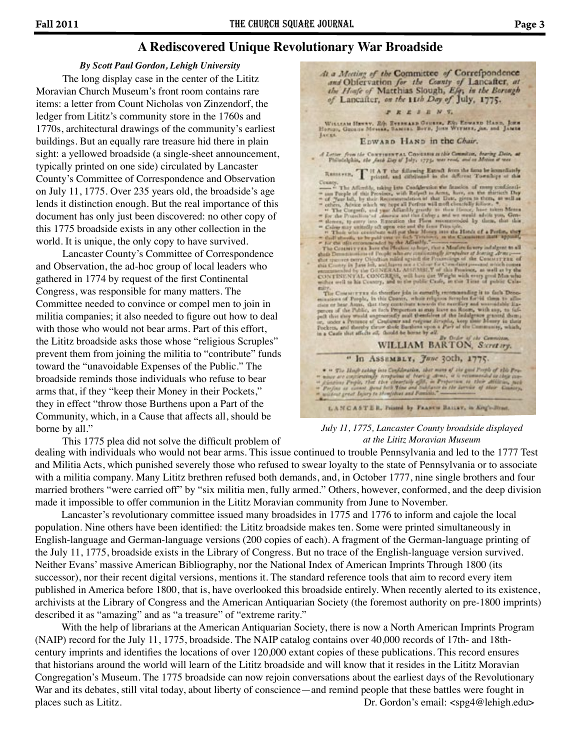## A Rediscovered Unique Revolutionary War Broadside

***By Scott Paul Gordon, Lehigh University***

The long display case in the center of the Lititz Moravian Church Museum's front room contains rare items: a letter from Count Nicholas von Zinzendorf, the ledger from Lititz's community store in the 1760s and 1770s, architectural drawings of the community's earliest buildings. But an equally rare treasure hid there in plain sight: a yellowed broadside (a single-sheet announcement, typically printed on one side) circulated by Lancaster County's Committee of Correspondence and Observation on July 11, 1775. Over 235 years old, the broadside's age lends it distinction enough. But the real importance of this document has only just been discovered: no other copy of this 1775 broadside exists in any other collection in the world. It is unique, the only copy to have survived.

Lancaster County's Committee of Correspondence and Observation, the ad-hoc group of local leaders who gathered in 1774 by request of the first Continental Congress, was responsible for many matters. The Committee needed to convince or compel men to join in militia companies; it also needed to figure out how to deal with those who would not bear arms. Part of this effort, the Lititz broadside asks those whose "religious Scruples" prevent them from joining the militia to "contribute" funds toward the "unavoidable Expenses of the Public." The broadside reminds those individuals who refuse to bear arms that, if they "keep their Money in their Pockets," they in effect "throw those Burthens upon a Part of the Community, which, in a Cause that affects all, should be borne by all."

*July 11, 1775, Lancaster County broadside displayed at the Lititz Moravian Museum*

This 1775 plea did not solve the difficult problem of dealing with individuals who would not bear arms. This issue continued to trouble Pennsylvania and led to the 1777 Test and Militia Acts, which punished severely those who refused to swear loyalty to the state of Pennsylvania or to associate with a militia company. Many Lititz brethren refused both demands, and, in October 1777, nine single brothers and four married brothers "were carried off" by "six militia men, fully armed." Others, however, conformed, and the deep division made it impossible to offer communion in the Lititz Moravian community from June to November.

Lancaster's revolutionary committee issued many broadsides in 1775 and 1776 to inform and cajole the local population. Nine others have been identified: the Lititz broadside makes ten. Some were printed simultaneously in English-language and German-language versions (200 copies of each). A fragment of the German-language printing of the July 11, 1775, broadside exists in the Library of Congress. But no trace of the English-language version survived. Neither Evans' massive American Bibliography, nor the National Index of American Imprints Through 1800 (its successor), nor their recent digital versions, mentions it. The standard reference tools that aim to record every item published in America before 1800, that is, have overlooked this broadside entirely. When recently alerted to its existence, archivists at the Library of Congress and the American Antiquarian Society (the foremost authority on pre-1800 imprints) described it as "amazing" and as "a treasure" of "extreme rarity."

With the help of librarians at the American Antiquarian Society, there is now a North American Imprints Program (NAIP) record for the July 11, 1775, broadside. The NAIP catalog contains over 40,000 records of 17th- and 18th-century imprints and identifies the locations of over 120,000 extant copies of these publications. This record ensures that historians around the world will learn of the Lititz broadside and will know that it resides in the Lititz Moravian Congregation's Museum. The 1775 broadside can now rejoin conversations about the earliest days of the Revolutionary War and its debates, still vital today, about liberty of conscience—and remind people that these battles were fought in places such as Lititz.

Dr. Gordon's email: <spg4@lehigh.edu>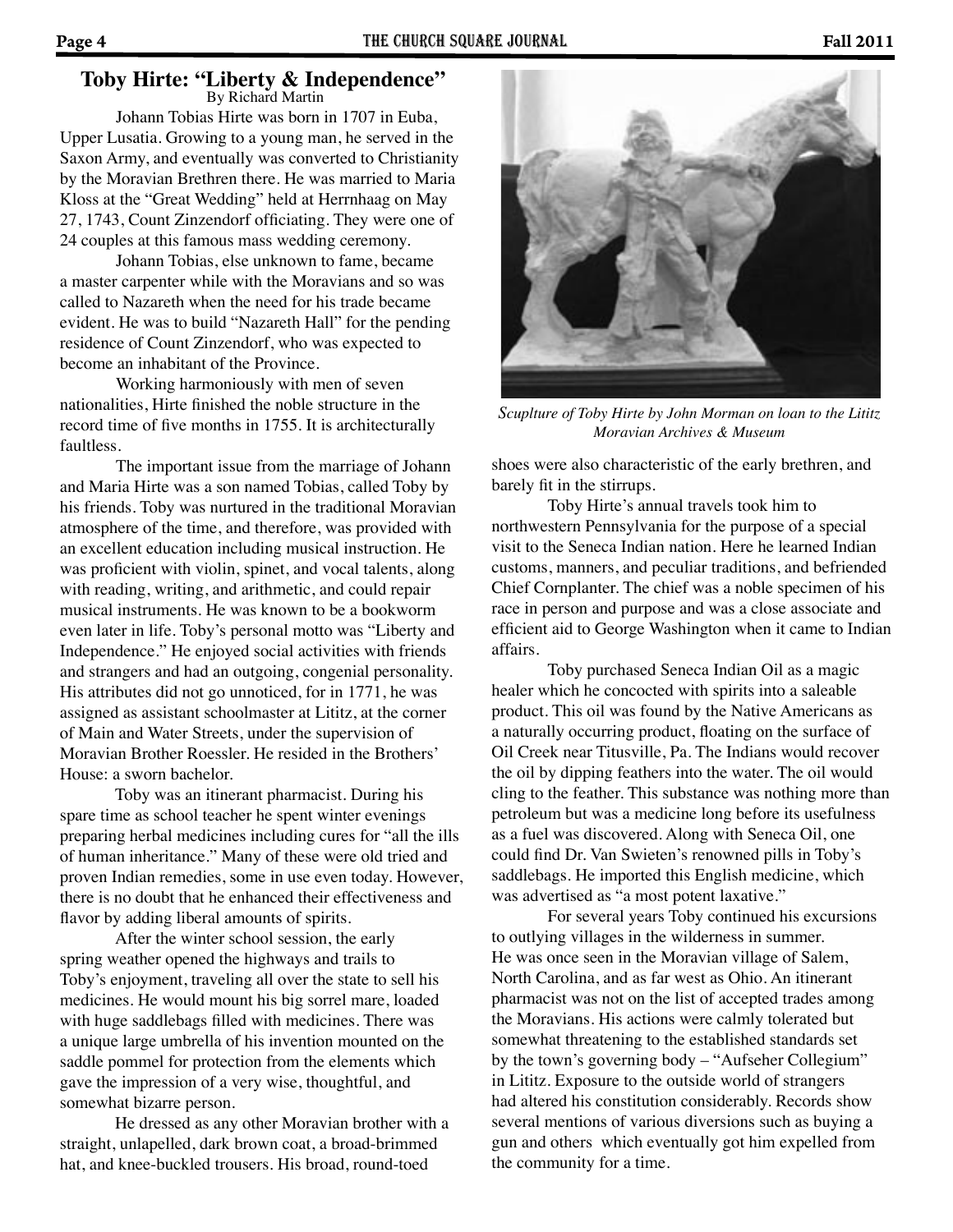## Toby Hirte: "Liberty & Independence"

By Richard Martin

Johann Tobias Hirte was born in 1707 in Euba, Upper Lusatia. Growing to a young man, he served in the Saxon Army, and eventually was converted to Christianity by the Moravian Brethren there. He was married to Maria Kloss at the "Great Wedding" held at Herrnhaag on May 27, 1743, Count Zinzendorf officiating. They were one of 24 couples at this famous mass wedding ceremony.

Johann Tobias, else unknown to fame, became a master carpenter while with the Moravians and so was called to Nazareth when the need for his trade became evident. He was to build "Nazareth Hall" for the pending residence of Count Zinzendorf, who was expected to become an inhabitant of the Province.

Working harmoniously with men of seven nationalities, Hirte finished the noble structure in the record time of five months in 1755. It is architecturally faultless.

The important issue from the marriage of Johann and Maria Hirte was a son named Tobias, called Toby by his friends. Toby was nurtured in the traditional Moravian atmosphere of the time, and therefore, was provided with an excellent education including musical instruction. He was proficient with violin, spinet, and vocal talents, along with reading, writing, and arithmetic, and could repair musical instruments. He was known to be a bookworm even later in life. Toby's personal motto was "Liberty and Independence." He enjoyed social activities with friends and strangers and had an outgoing, congenial personality. His attributes did not go unnoticed, for in 1771, he was assigned as assistant schoolmaster at Lititz, at the corner of Main and Water Streets, under the supervision of Moravian Brother Roessler. He resided in the Brothers' House: a sworn bachelor.

Toby was an itinerant pharmacist. During his spare time as school teacher he spent winter evenings preparing herbal medicines including cures for "all the ills of human inheritance." Many of these were old tried and proven Indian remedies, some in use even today. However, there is no doubt that he enhanced their effectiveness and flavor by adding liberal amounts of spirits.

After the winter school session, the early spring weather opened the highways and trails to Toby's enjoyment, traveling all over the state to sell his medicines. He would mount his big sorrel mare, loaded with huge saddlebags filled with medicines. There was a unique large umbrella of his invention mounted on the saddle pommel for protection from the elements which gave the impression of a very wise, thoughtful, and somewhat bizarre person.

He dressed as any other Moravian brother with a straight, unlapelled, dark brown coat, a broad-brimmed hat, and knee-buckled trousers. His broad, round-toed shoes were also characteristic of the early brethren, and barely fit in the stirrups.

*Sculpture of Toby Hirte by John Morman on loan to the Lititz Moravian Archives & Museum*

Toby Hirte's annual travels took him to northwestern Pennsylvania for the purpose of a special visit to the Seneca Indian nation. Here he learned Indian customs, manners, and peculiar traditions, and befriended Chief Cornplanter. The chief was a noble specimen of his race in person and purpose and was a close associate and efficient aid to George Washington when it came to Indian affairs.

Toby purchased Seneca Indian Oil as a magic healer which he concocted with spirits into a saleable product. This oil was found by the Native Americans as a naturally occurring product, floating on the surface of Oil Creek near Titusville, Pa. The Indians would recover the oil by dipping feathers into the water. The oil would cling to the feather. This substance was nothing more than petroleum but was a medicine long before its usefulness as a fuel was discovered. Along with Seneca Oil, one could find Dr. Van Swieten's renowned pills in Toby's saddlebags. He imported this English medicine, which was advertised as "a most potent laxative."

For several years Toby continued his excursions to outlying villages in the wilderness in summer. He was once seen in the Moravian village of Salem, North Carolina, and as far west as Ohio. An itinerant pharmacist was not on the list of accepted trades among the Moravians. His actions were calmly tolerated but somewhat threatening to the established standards set by the town's governing body – "Aufseher Collegium" in Lititz. Exposure to the outside world of strangers had altered his constitution considerably. Records show several mentions of various diversions such as buying a gun and others which eventually got him expelled from the community for a time.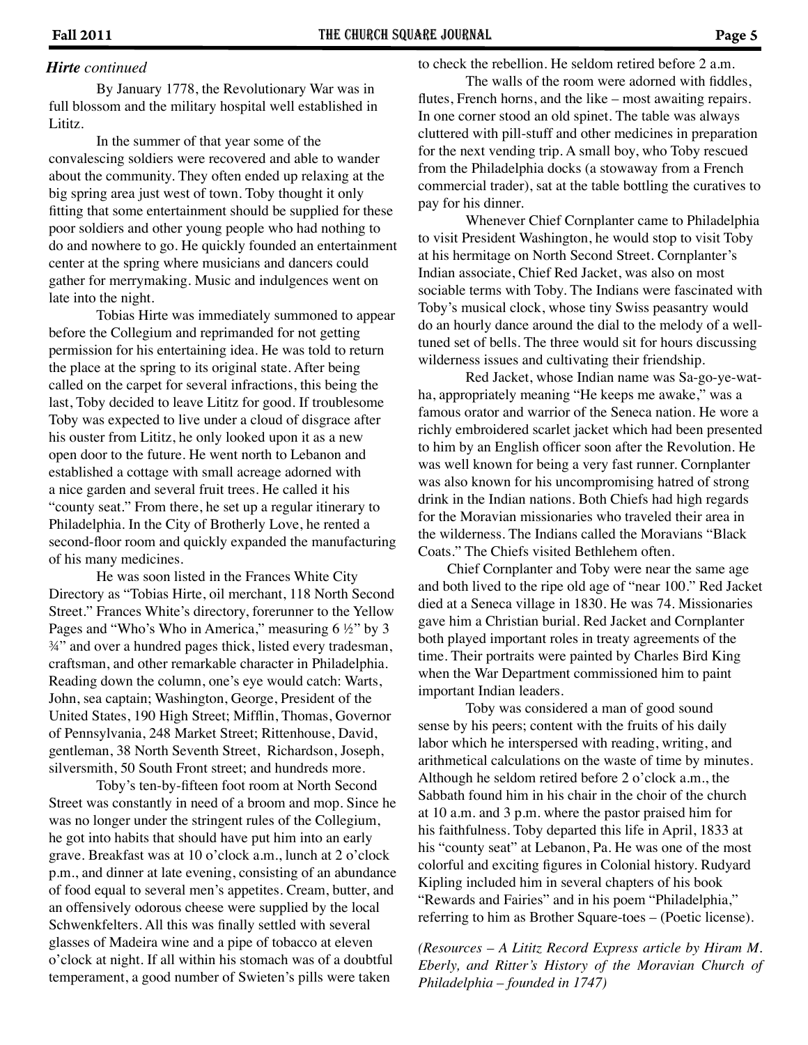***Hirte** continued*

By January 1778, the Revolutionary War was in full blossom and the military hospital well established in Lititz.

In the summer of that year some of the convalescing soldiers were recovered and able to wander about the community. They often ended up relaxing at the big spring area just west of town. Toby thought it only fitting that some entertainment should be supplied for these poor soldiers and other young people who had nothing to do and nowhere to go. He quickly founded an entertainment center at the spring where musicians and dancers could gather for merrymaking. Music and indulgences went on late into the night.

Tobias Hirte was immediately summoned to appear before the Collegium and reprimanded for not getting permission for his entertaining idea. He was told to return the place at the spring to its original state. After being called on the carpet for several infractions, this being the last, Toby decided to leave Lititz for good. If troublesome Toby was expected to live under a cloud of disgrace after his ouster from Lititz, he only looked upon it as a new open door to the future. He went north to Lebanon and established a cottage with small acreage adorned with a nice garden and several fruit trees. He called it his "county seat." From there, he set up a regular itinerary to Philadelphia. In the City of Brotherly Love, he rented a second-floor room and quickly expanded the manufacturing of his many medicines.

He was soon listed in the Frances White City Directory as "Tobias Hirte, oil merchant, 118 North Second Street." Frances White's directory, forerunner to the Yellow Pages and "Who's Who in America," measuring 6 ½" by 3 ¾" and over a hundred pages thick, listed every tradesman, craftsman, and other remarkable character in Philadelphia. Reading down the column, one's eye would catch: Warts, John, sea captain; Washington, George, President of the United States, 190 High Street; Mifflin, Thomas, Governor of Pennsylvania, 248 Market Street; Rittenhouse, David, gentleman, 38 North Seventh Street, Richardson, Joseph, silversmith, 50 South Front street; and hundreds more.

Toby's ten-by-fifteen foot room at North Second Street was constantly in need of a broom and mop. Since he was no longer under the stringent rules of the Collegium, he got into habits that should have put him into an early grave. Breakfast was at 10 o'clock a.m., lunch at 2 o'clock p.m., and dinner at late evening, consisting of an abundance of food equal to several men's appetites. Cream, butter, and an offensively odorous cheese were supplied by the local Schwenkfelters. All this was finally settled with several glasses of Madeira wine and a pipe of tobacco at eleven o'clock at night. If all within his stomach was of a doubtful temperament, a good number of Swieten's pills were taken to check the rebellion. He seldom retired before 2 a.m.

The walls of the room were adorned with fiddles, flutes, French horns, and the like – most awaiting repairs. In one corner stood an old spinet. The table was always cluttered with pill-stuff and other medicines in preparation for the next vending trip. A small boy, who Toby rescued from the Philadelphia docks (a stowaway from a French commercial trader), sat at the table bottling the curatives to pay for his dinner.

Whenever Chief Cornplanter came to Philadelphia to visit President Washington, he would stop to visit Toby at his hermitage on North Second Street. Cornplanter's Indian associate, Chief Red Jacket, was also on most sociable terms with Toby. The Indians were fascinated with Toby's musical clock, whose tiny Swiss peasantry would do an hourly dance around the dial to the melody of a well-tuned set of bells. The three would sit for hours discussing wilderness issues and cultivating their friendship.

Red Jacket, whose Indian name was Sa-go-ye-wat-ha, appropriately meaning "He keeps me awake," was a famous orator and warrior of the Seneca nation. He wore a richly embroidered scarlet jacket which had been presented to him by an English officer soon after the Revolution. He was well known for being a very fast runner. Cornplanter was also known for his uncompromising hatred of strong drink in the Indian nations. Both Chiefs had high regards for the Moravian missionaries who traveled their area in the wilderness. The Indians called the Moravians "Black Coats." The Chiefs visited Bethlehem often.

Chief Cornplanter and Toby were near the same age and both lived to the ripe old age of "near 100." Red Jacket died at a Seneca village in 1830. He was 74. Missionaries gave him a Christian burial. Red Jacket and Cornplanter both played important roles in treaty agreements of the time. Their portraits were painted by Charles Bird King when the War Department commissioned him to paint important Indian leaders.

Toby was considered a man of good sound sense by his peers; content with the fruits of his daily labor which he interspersed with reading, writing, and arithmetical calculations on the waste of time by minutes. Although he seldom retired before 2 o'clock a.m., the Sabbath found him in his chair in the choir of the church at 10 a.m. and 3 p.m. where the pastor praised him for his faithfulness. Toby departed this life in April, 1833 at his "county seat" at Lebanon, Pa. He was one of the most colorful and exciting figures in Colonial history. Rudyard Kipling included him in several chapters of his book "Rewards and Fairies" and in his poem "Philadelphia," referring to him as Brother Square-toes – (Poetic license).

*(Resources – A Lititz Record Express article by Hiram M. Eberly, and Ritter's History of the Moravian Church of Philadelphia – founded in 1747)*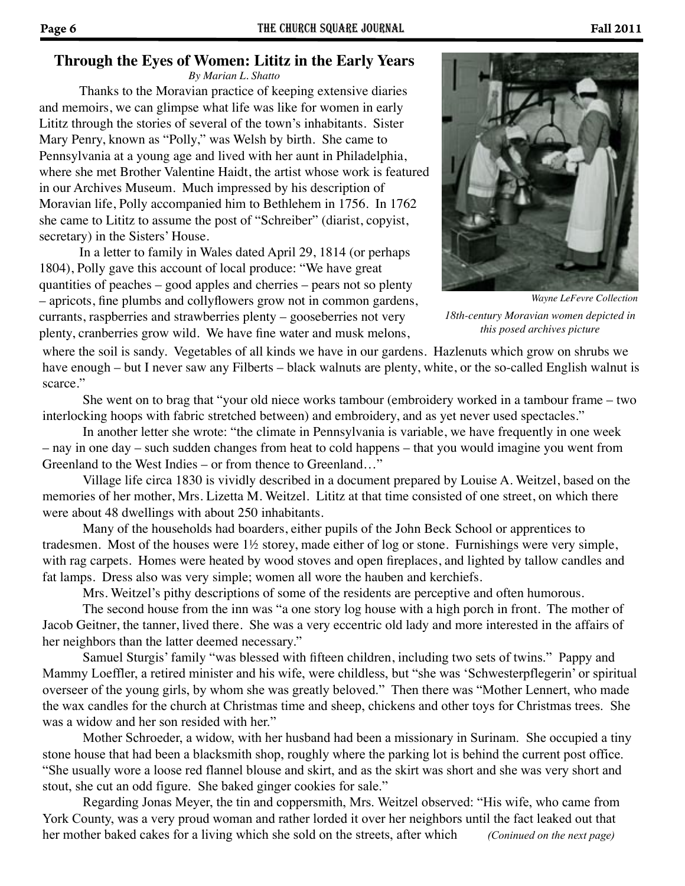## Through the Eyes of Women: Lititz in the Early Years

*By Marian L. Shatto*

Thanks to the Moravian practice of keeping extensive diaries and memoirs, we can glimpse what life was like for women in early Lititz through the stories of several of the town's inhabitants. Sister Mary Penry, known as "Polly," was Welsh by birth. She came to Pennsylvania at a young age and lived with her aunt in Philadelphia, where she met Brother Valentine Haidt, the artist whose work is featured in our Archives Museum. Much impressed by his description of Moravian life, Polly accompanied him to Bethlehem in 1756. In 1762 she came to Lititz to assume the post of "Schreiber" (diarist, copyist, secretary) in the Sisters' House.

*Wayne LeFevre Collection*

*18th-century Moravian women depicted in this posed archives picture*

In a letter to family in Wales dated April 29, 1814 (or perhaps 1804), Polly gave this account of local produce: "We have great quantities of peaches – good apples and cherries – pears not so plenty – apricots, fine plumbs and collyflowers grow not in common gardens, currants, raspberries and strawberries plenty – gooseberries not very plenty, cranberries grow wild. We have fine water and musk melons, where the soil is sandy. Vegetables of all kinds we have in our gardens. Hazlenuts which grow on shrubs we have enough – but I never saw any Filberts – black walnuts are plenty, white, or the so-called English walnut is scarce."

She went on to brag that "your old niece works tambour (embroidery worked in a tambour frame – two interlocking hoops with fabric stretched between) and embroidery, and as yet never used spectacles."

In another letter she wrote: "the climate in Pennsylvania is variable, we have frequently in one week – nay in one day – such sudden changes from heat to cold happens – that you would imagine you went from Greenland to the West Indies – or from thence to Greenland…"

Village life circa 1830 is vividly described in a document prepared by Louise A. Weitzel, based on the memories of her mother, Mrs. Lizetta M. Weitzel. Lititz at that time consisted of one street, on which there were about 48 dwellings with about 250 inhabitants.

Many of the households had boarders, either pupils of the John Beck School or apprentices to tradesmen. Most of the houses were 1½ storey, made either of log or stone. Furnishings were very simple, with rag carpets. Homes were heated by wood stoves and open fireplaces, and lighted by tallow candles and fat lamps. Dress also was very simple; women all wore the hauben and kerchiefs.

Mrs. Weitzel's pithy descriptions of some of the residents are perceptive and often humorous.

The second house from the inn was "a one story log house with a high porch in front. The mother of Jacob Geitner, the tanner, lived there. She was a very eccentric old lady and more interested in the affairs of her neighbors than the latter deemed necessary."

Samuel Sturgis' family "was blessed with fifteen children, including two sets of twins." Pappy and Mammy Loeffler, a retired minister and his wife, were childless, but "she was 'Schwesterpflegerin' or spiritual overseer of the young girls, by whom she was greatly beloved." Then there was "Mother Lennert, who made the wax candles for the church at Christmas time and sheep, chickens and other toys for Christmas trees. She was a widow and her son resided with her."

Mother Schroeder, a widow, with her husband had been a missionary in Surinam. She occupied a tiny stone house that had been a blacksmith shop, roughly where the parking lot is behind the current post office. "She usually wore a loose red flannel blouse and skirt, and as the skirt was short and she was very short and stout, she cut an odd figure. She baked ginger cookies for sale."

Regarding Jonas Meyer, the tin and coppersmith, Mrs. Weitzel observed: "His wife, who came from York County, was a very proud woman and rather lorded it over her neighbors until the fact leaked out that her mother baked cakes for a living which she sold on the streets, after which *(Coninued on the next page)*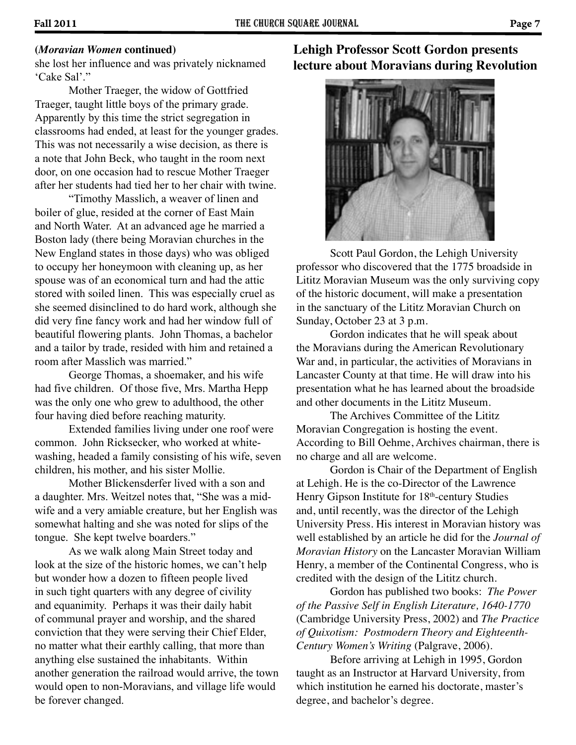**(*Moravian Women* continued)**
she lost her influence and was privately nicknamed 'Cake Sal'."

Mother Traeger, the widow of Gottfried Traeger, taught little boys of the primary grade. Apparently by this time the strict segregation in classrooms had ended, at least for the younger grades. This was not necessarily a wise decision, as there is a note that John Beck, who taught in the room next door, on one occasion had to rescue Mother Traeger after her students had tied her to her chair with twine.

"Timothy Masslich, a weaver of linen and boiler of glue, resided at the corner of East Main and North Water. At an advanced age he married a Boston lady (there being Moravian churches in the New England states in those days) who was obliged to occupy her honeymoon with cleaning up, as her spouse was of an economical turn and had the attic stored with soiled linen. This was especially cruel as she seemed disinclined to do hard work, although she did very fine fancy work and had her window full of beautiful flowering plants. John Thomas, a bachelor and a tailor by trade, resided with him and retained a room after Masslich was married."

George Thomas, a shoemaker, and his wife had five children. Of those five, Mrs. Martha Hepp was the only one who grew to adulthood, the other four having died before reaching maturity.

Extended families living under one roof were common. John Ricksecker, who worked at white-washing, headed a family consisting of his wife, seven children, his mother, and his sister Mollie.

Mother Blickensderfer lived with a son and a daughter. Mrs. Weitzel notes that, "She was a mid-wife and a very amiable creature, but her English was somewhat halting and she was noted for slips of the tongue. She kept twelve boarders."

As we walk along Main Street today and look at the size of the historic homes, we can't help but wonder how a dozen to fifteen people lived in such tight quarters with any degree of civility and equanimity. Perhaps it was their daily habit of communal prayer and worship, and the shared conviction that they were serving their Chief Elder, no matter what their earthly calling, that more than anything else sustained the inhabitants. Within another generation the railroad would arrive, the town would open to non-Moravians, and village life would be forever changed.

## Lehigh Professor Scott Gordon presents lecture about Moravians during Revolution

Scott Paul Gordon, the Lehigh University professor who discovered that the 1775 broadside in Lititz Moravian Museum was the only surviving copy of the historic document, will make a presentation in the sanctuary of the Lititz Moravian Church on Sunday, October 23 at 3 p.m.

Gordon indicates that he will speak about the Moravians during the American Revolutionary War and, in particular, the activities of Moravians in Lancaster County at that time. He will draw into his presentation what he has learned about the broadside and other documents in the Lititz Museum.

The Archives Committee of the Lititz Moravian Congregation is hosting the event. According to Bill Oehme, Archives chairman, there is no charge and all are welcome.

Gordon is Chair of the Department of English at Lehigh. He is the co-Director of the Lawrence Henry Gipson Institute for 18th-century Studies and, until recently, was the director of the Lehigh University Press. His interest in Moravian history was well established by an article he did for the *Journal of Moravian History* on the Lancaster Moravian William Henry, a member of the Continental Congress, who is credited with the design of the Lititz church.

Gordon has published two books: *The Power of the Passive Self in English Literature, 1640-1770* (Cambridge University Press, 2002) and *The Practice of Quixotism: Postmodern Theory and Eighteenth-Century Women's Writing* (Palgrave, 2006).

Before arriving at Lehigh in 1995, Gordon taught as an Instructor at Harvard University, from which institution he earned his doctorate, master's degree, and bachelor's degree.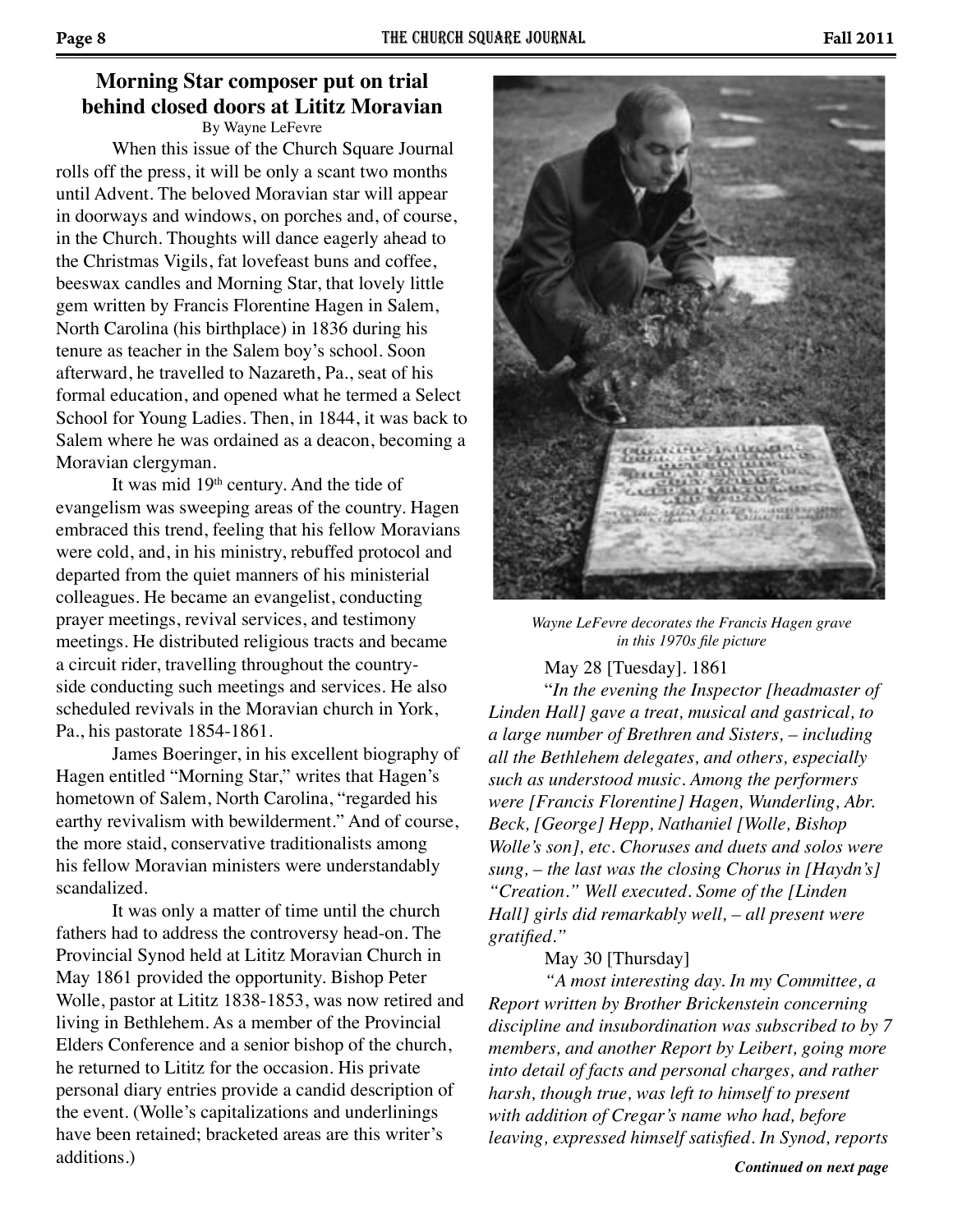## Morning Star composer put on trial behind closed doors at Lititz Moravian

By Wayne LeFevre

When this issue of the Church Square Journal rolls off the press, it will be only a scant two months until Advent. The beloved Moravian star will appear in doorways and windows, on porches and, of course, in the Church. Thoughts will dance eagerly ahead to the Christmas Vigils, fat lovefeast buns and coffee, beeswax candles and Morning Star, that lovely little gem written by Francis Florentine Hagen in Salem, North Carolina (his birthplace) in 1836 during his tenure as teacher in the Salem boy's school. Soon afterward, he travelled to Nazareth, Pa., seat of his formal education, and opened what he termed a Select School for Young Ladies. Then, in 1844, it was back to Salem where he was ordained as a deacon, becoming a Moravian clergyman.

It was mid 19th century. And the tide of evangelism was sweeping areas of the country. Hagen embraced this trend, feeling that his fellow Moravians were cold, and, in his ministry, rebuffed protocol and departed from the quiet manners of his ministerial colleagues. He became an evangelist, conducting prayer meetings, revival services, and testimony meetings. He distributed religious tracts and became a circuit rider, travelling throughout the countryside conducting such meetings and services. He also scheduled revivals in the Moravian church in York, Pa., his pastorate 1854-1861.

James Boeringer, in his excellent biography of Hagen entitled "Morning Star," writes that Hagen's hometown of Salem, North Carolina, "regarded his earthy revivalism with bewilderment." And of course, the more staid, conservative traditionalists among his fellow Moravian ministers were understandably scandalized.

It was only a matter of time until the church fathers had to address the controversy head-on. The Provincial Synod held at Lititz Moravian Church in May 1861 provided the opportunity. Bishop Peter Wolle, pastor at Lititz 1838-1853, was now retired and living in Bethlehem. As a member of the Provincial Elders Conference and a senior bishop of the church, he returned to Lititz for the occasion. His private personal diary entries provide a candid description of the event. (Wolle's capitalizations and underlinings have been retained; bracketed areas are this writer's additions.)

*Wayne LeFevre decorates the Francis Hagen grave in this 1970s file picture*

May 28 [Tuesday]. 1861

"*In the evening the Inspector [headmaster of Linden Hall] gave a treat, musical and gastrical, to a large number of Brethren and Sisters, – including all the Bethlehem delegates, and others, especially such as understood music. Among the performers were [Francis Florentine] Hagen, Wunderling, Abr. Beck, [George] Hepp, Nathaniel [Wolle, Bishop Wolle's son], etc. Choruses and duets and solos were sung, – the last was the closing Chorus in [Haydn's] "Creation." Well executed. Some of the [Linden Hall] girls did remarkably well, – all present were gratified.*"

May 30 [Thursday]

*"A most interesting day. In my Committee, a Report written by Brother Brickenstein concerning discipline and insubordination was subscribed to by 7 members, and another Report by Leibert, going more into detail of facts and personal charges, and rather harsh, though true, was left to himself to present with addition of Cregar's name who had, before leaving, expressed himself satisfied. In Synod, reports*

***Continued on next page***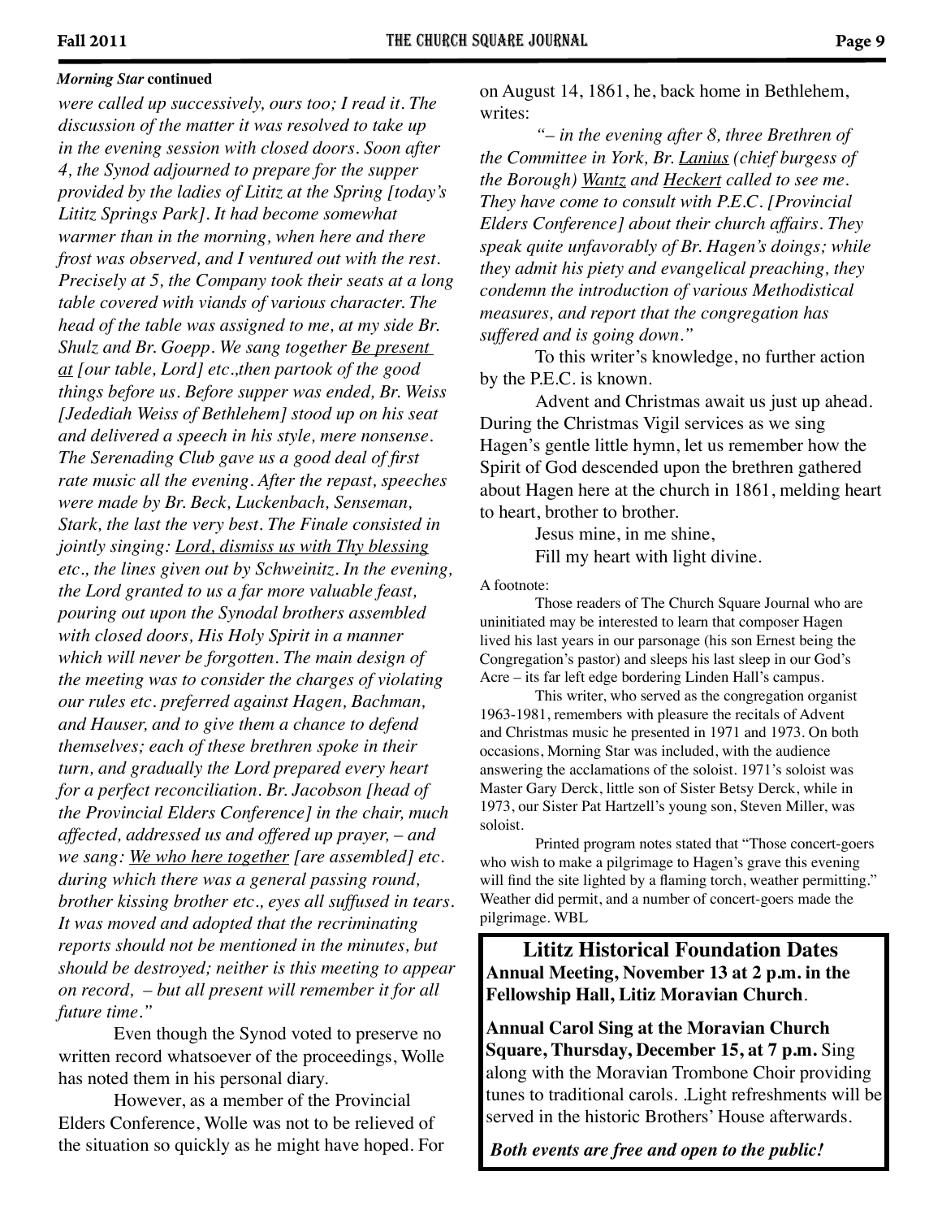***Morning Star* continued**

*were called up successively, ours too; I read it. The discussion of the matter it was resolved to take up in the evening session with closed doors. Soon after 4, the Synod adjourned to prepare for the supper provided by the ladies of Lititz at the Spring [today's Lititz Springs Park]. It had become somewhat warmer than in the morning, when here and there frost was observed, and I ventured out with the rest. Precisely at 5, the Company took their seats at a long table covered with viands of various character. The head of the table was assigned to me, at my side Br. Shulz and Br. Goepp. We sang together <u>Be present at</u> [our table, Lord] etc.,then partook of the good things before us. Before supper was ended, Br. Weiss [Jedediah Weiss of Bethlehem] stood up on his seat and delivered a speech in his style, mere nonsense. The Serenading Club gave us a good deal of first rate music all the evening. After the repast, speeches were made by Br. Beck, Luckenbach, Senseman, Stark, the last the very best. The Finale consisted in jointly singing: <u>Lord, dismiss us with Thy blessing</u> etc., the lines given out by Schweinitz. In the evening, the Lord granted to us a far more valuable feast, pouring out upon the Synodal brothers assembled with closed doors, His Holy Spirit in a manner which will never be forgotten. The main design of the meeting was to consider the charges of violating our rules etc. preferred against Hagen, Bachman, and Hauser, and to give them a chance to defend themselves; each of these brethren spoke in their turn, and gradually the Lord prepared every heart for a perfect reconciliation. Br. Jacobson [head of the Provincial Elders Conference] in the chair, much affected, addressed us and offered up prayer, – and we sang: <u>We who here together</u> [are assembled] etc. during which there was a general passing round, brother kissing brother etc., eyes all suffused in tears. It was moved and adopted that the recriminating reports should not be mentioned in the minutes, but should be destroyed; neither is this meeting to appear on record, – but all present will remember it for all future time."*

Even though the Synod voted to preserve no written record whatsoever of the proceedings, Wolle has noted them in his personal diary.

However, as a member of the Provincial Elders Conference, Wolle was not to be relieved of the situation so quickly as he might have hoped. For on August 14, 1861, he, back home in Bethlehem, writes:

*"– in the evening after 8, three Brethren of the Committee in York, Br. <u>Lanius</u> (chief burgess of the Borough) <u>Wantz</u> and <u>Heckert</u> called to see me. They have come to consult with P.E.C. [Provincial Elders Conference] about their church affairs. They speak quite unfavorably of Br. Hagen's doings; while they admit his piety and evangelical preaching, they condemn the introduction of various Methodistical measures, and report that the congregation has suffered and is going down."*

To this writer's knowledge, no further action by the P.E.C. is known.

Advent and Christmas await us just up ahead. During the Christmas Vigil services as we sing Hagen's gentle little hymn, let us remember how the Spirit of God descended upon the brethren gathered about Hagen here at the church in 1861, melding heart to heart, brother to brother.

Jesus mine, in me shine,  
Fill my heart with light divine.

A footnote:

Those readers of The Church Square Journal who are uninitiated may be interested to learn that composer Hagen lived his last years in our parsonage (his son Ernest being the Congregation's pastor) and sleeps his last sleep in our God's Acre – its far left edge bordering Linden Hall's campus.

This writer, who served as the congregation organist 1963-1981, remembers with pleasure the recitals of Advent and Christmas music he presented in 1971 and 1973. On both occasions, Morning Star was included, with the audience answering the acclamations of the soloist. 1971's soloist was Master Gary Derck, little son of Sister Betsy Derck, while in 1973, our Sister Pat Hartzell's young son, Steven Miller, was soloist.

Printed program notes stated that "Those concert-goers who wish to make a pilgrimage to Hagen's grave this evening will find the site lighted by a flaming torch, weather permitting." Weather did permit, and a number of concert-goers made the pilgrimage. WBL

## Lititz Historical Foundation Dates

**Annual Meeting, November 13 at 2 p.m. in the Fellowship Hall, Litiz Moravian Church**.

**Annual Carol Sing at the Moravian Church Square, Thursday, December 15, at 7 p.m.** Sing along with the Moravian Trombone Choir providing tunes to traditional carols. .Light refreshments will be served in the historic Brothers' House afterwards.

***Both events are free and open to the public!***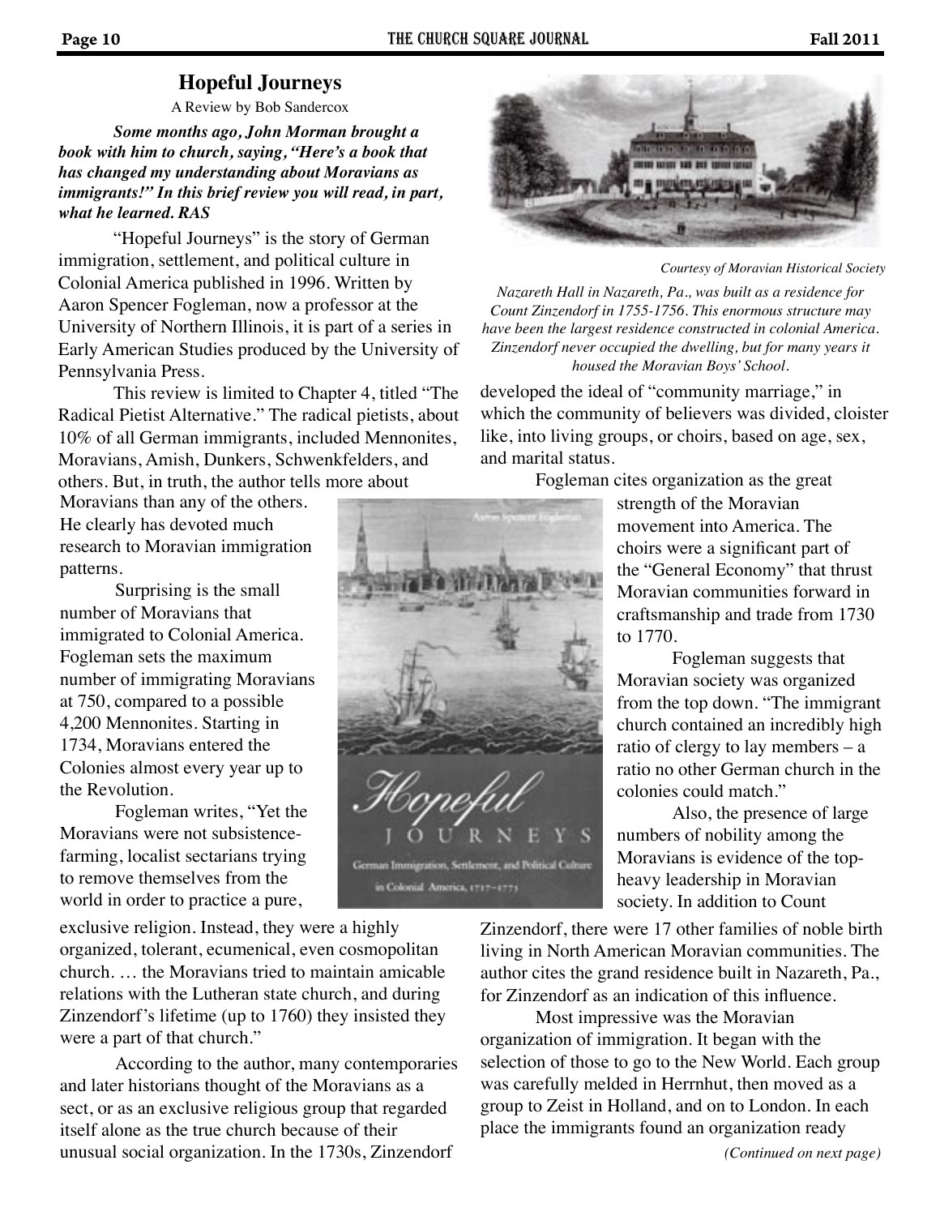## Hopeful Journeys

A Review by Bob Sandercox

***Some months ago, John Morman brought a book with him to church, saying, "Here's a book that has changed my understanding about Moravians as immigrants!" In this brief review you will read, in part, what he learned. RAS***

"Hopeful Journeys" is the story of German immigration, settlement, and political culture in Colonial America published in 1996. Written by Aaron Spencer Fogleman, now a professor at the University of Northern Illinois, it is part of a series in Early American Studies produced by the University of Pennsylvania Press.

This review is limited to Chapter 4, titled "The Radical Pietist Alternative." The radical pietists, about 10% of all German immigrants, included Mennonites, Moravians, Amish, Dunkers, Schwenkfelders, and others. But, in truth, the author tells more about Moravians than any of the others. He clearly has devoted much research to Moravian immigration patterns.

Surprising is the small number of Moravians that immigrated to Colonial America. Fogleman sets the maximum number of immigrating Moravians at 750, compared to a possible 4,200 Mennonites. Starting in 1734, Moravians entered the Colonies almost every year up to the Revolution.

Fogleman writes, "Yet the Moravians were not subsistence-farming, localist sectarians trying to remove themselves from the world in order to practice a pure, exclusive religion. Instead, they were a highly organized, tolerant, ecumenical, even cosmopolitan church. … the Moravians tried to maintain amicable relations with the Lutheran state church, and during Zinzendorf's lifetime (up to 1760) they insisted they were a part of that church."

According to the author, many contemporaries and later historians thought of the Moravians as a sect, or as an exclusive religious group that regarded itself alone as the true church because of their unusual social organization. In the 1730s, Zinzendorf developed the ideal of "community marriage," in which the community of believers was divided, cloister like, into living groups, or choirs, based on age, sex, and marital status.

*Courtesy of Moravian Historical Society*

*Nazareth Hall in Nazareth, Pa., was built as a residence for Count Zinzendorf in 1755-1756. This enormous structure may have been the largest residence constructed in colonial America. Zinzendorf never occupied the dwelling, but for many years it housed the Moravian Boys' School.*

Fogleman cites organization as the great strength of the Moravian movement into America. The choirs were a significant part of the "General Economy" that thrust Moravian communities forward in craftsmanship and trade from 1730 to 1770.

Fogleman suggests that Moravian society was organized from the top down. "The immigrant church contained an incredibly high ratio of clergy to lay members – a ratio no other German church in the colonies could match."

Also, the presence of large numbers of nobility among the Moravians is evidence of the top-heavy leadership in Moravian society. In addition to Count Zinzendorf, there were 17 other families of noble birth living in North American Moravian communities. The author cites the grand residence built in Nazareth, Pa., for Zinzendorf as an indication of this influence.

Most impressive was the Moravian organization of immigration. It began with the selection of those to go to the New World. Each group was carefully melded in Herrnhut, then moved as a group to Zeist in Holland, and on to London. In each place the immigrants found an organization ready

*(Continued on next page)*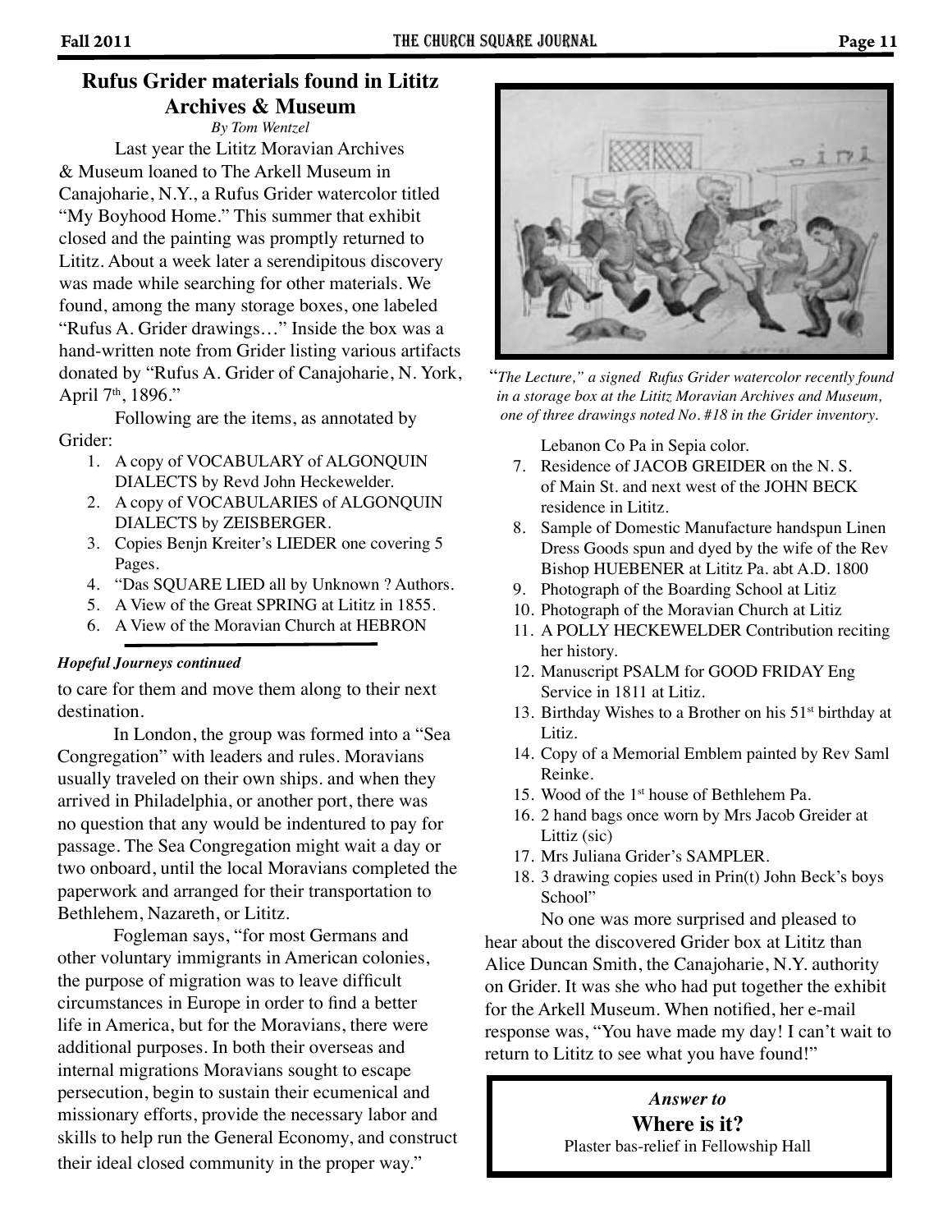## Rufus Grider materials found in Lititz Archives & Museum

*By Tom Wentzel*

Last year the Lititz Moravian Archives & Museum loaned to The Arkell Museum in Canajoharie, N.Y., a Rufus Grider watercolor titled "My Boyhood Home." This summer that exhibit closed and the painting was promptly returned to Lititz. About a week later a serendipitous discovery was made while searching for other materials. We found, among the many storage boxes, one labeled "Rufus A. Grider drawings…" Inside the box was a hand-written note from Grider listing various artifacts donated by "Rufus A. Grider of Canajoharie, N. York, April 7th, 1896."

Following are the items, as annotated by Grider:

1. A copy of VOCABULARY of ALGONQUIN DIALECTS by Revd John Heckewelder.
2. A copy of VOCABULARIES of ALGONQUIN DIALECTS by ZEISBERGER.
3. Copies Benjn Kreiter's LIEDER one covering 5 Pages.
4. "Das SQUARE LIED all by Unknown ? Authors.
5. A View of the Great SPRING at Lititz in 1855.
6. A View of the Moravian Church at HEBRON Lebanon Co Pa in Sepia color.
7. Residence of JACOB GREIDER on the N. S. of Main St. and next west of the JOHN BECK residence in Lititz.
8. Sample of Domestic Manufacture handspun Linen Dress Goods spun and dyed by the wife of the Rev Bishop HUEBENER at Lititz Pa. abt A.D. 1800
9. Photograph of the Boarding School at Litiz
10. Photograph of the Moravian Church at Litiz
11. A POLLY HECKEWELDER Contribution reciting her history.
12. Manuscript PSALM for GOOD FRIDAY Eng Service in 1811 at Litiz.
13. Birthday Wishes to a Brother on his 51st birthday at Litiz.
14. Copy of a Memorial Emblem painted by Rev Saml Reinke.
15. Wood of the 1st house of Bethlehem Pa.
16. 2 hand bags once worn by Mrs Jacob Greider at Littiz (sic)
17. Mrs Juliana Grider's SAMPLER.
18. 3 drawing copies used in Prin(t) John Beck's boys School"

No one was more surprised and pleased to hear about the discovered Grider box at Lititz than Alice Duncan Smith, the Canajoharie, N.Y. authority on Grider. It was she who had put together the exhibit for the Arkell Museum. When notified, her e-mail response was, "You have made my day! I can't wait to return to Lititz to see what you have found!"

"*The Lecture," a signed Rufus Grider watercolor recently found in a storage box at the Lititz Moravian Archives and Museum, one of three drawings noted No. #18 in the Grider inventory.*

### *Hopeful Journeys continued*

to care for them and move them along to their next destination.

In London, the group was formed into a "Sea Congregation" with leaders and rules. Moravians usually traveled on their own ships. and when they arrived in Philadelphia, or another port, there was no question that any would be indentured to pay for passage. The Sea Congregation might wait a day or two onboard, until the local Moravians completed the paperwork and arranged for their transportation to Bethlehem, Nazareth, or Lititz.

Fogleman says, "for most Germans and other voluntary immigrants in American colonies, the purpose of migration was to leave difficult circumstances in Europe in order to find a better life in America, but for the Moravians, there were additional purposes. In both their overseas and internal migrations Moravians sought to escape persecution, begin to sustain their ecumenical and missionary efforts, provide the necessary labor and skills to help run the General Economy, and construct their ideal closed community in the proper way."

*Answer to*

**Where is it?**

Plaster bas-relief in Fellowship Hall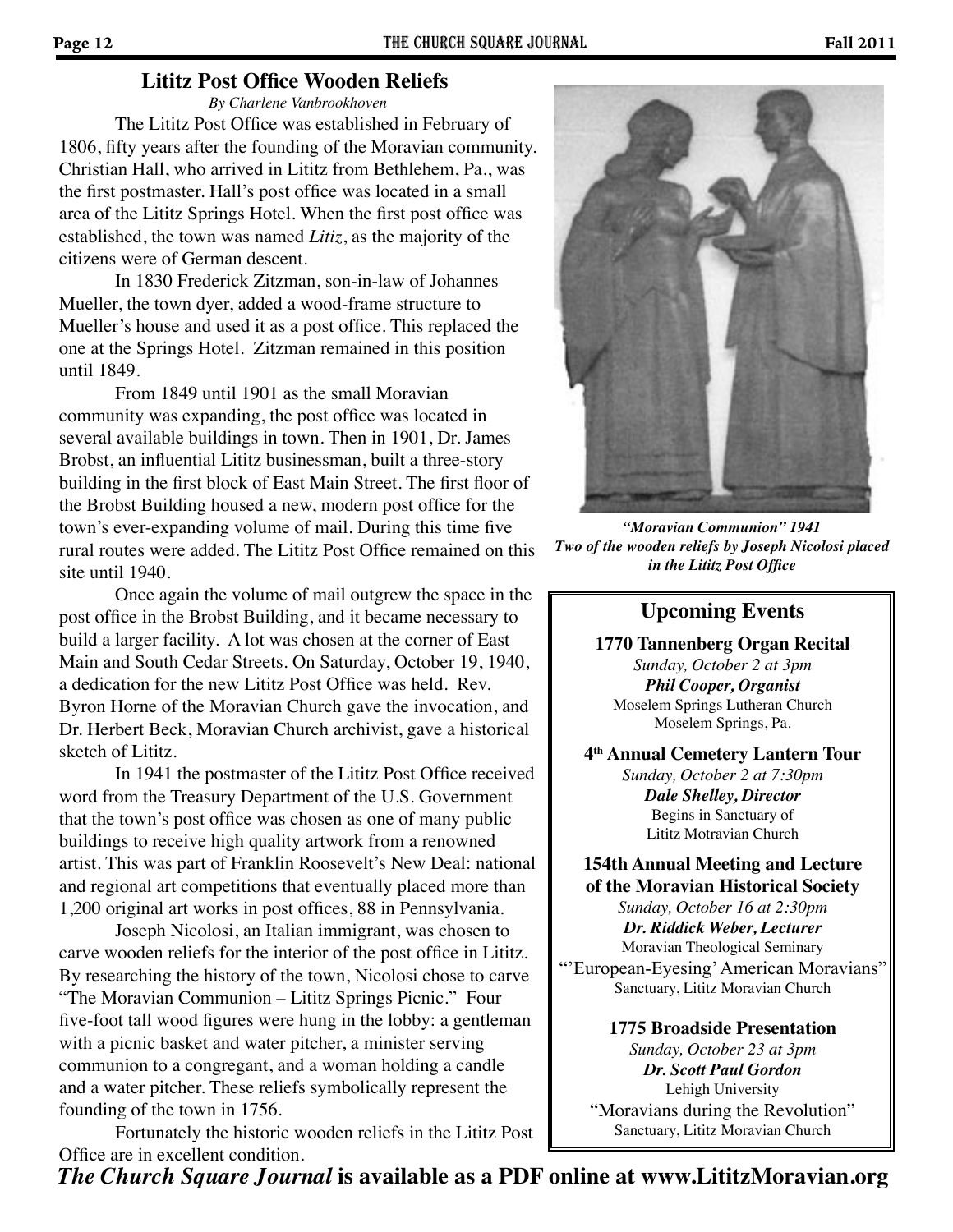## Lititz Post Office Wooden Reliefs

*By Charlene Vanbrookhoven*

The Lititz Post Office was established in February of 1806, fifty years after the founding of the Moravian community. Christian Hall, who arrived in Lititz from Bethlehem, Pa., was the first postmaster. Hall's post office was located in a small area of the Lititz Springs Hotel. When the first post office was established, the town was named *Litiz*, as the majority of the citizens were of German descent.

In 1830 Frederick Zitzman, son-in-law of Johannes Mueller, the town dyer, added a wood-frame structure to Mueller's house and used it as a post office. This replaced the one at the Springs Hotel. Zitzman remained in this position until 1849.

From 1849 until 1901 as the small Moravian community was expanding, the post office was located in several available buildings in town. Then in 1901, Dr. James Brobst, an influential Lititz businessman, built a three-story building in the first block of East Main Street. The first floor of the Brobst Building housed a new, modern post office for the town's ever-expanding volume of mail. During this time five rural routes were added. The Lititz Post Office remained on this site until 1940.

Once again the volume of mail outgrew the space in the post office in the Brobst Building, and it became necessary to build a larger facility. A lot was chosen at the corner of East Main and South Cedar Streets. On Saturday, October 19, 1940, a dedication for the new Lititz Post Office was held. Rev. Byron Horne of the Moravian Church gave the invocation, and Dr. Herbert Beck, Moravian Church archivist, gave a historical sketch of Lititz.

In 1941 the postmaster of the Lititz Post Office received word from the Treasury Department of the U.S. Government that the town's post office was chosen as one of many public buildings to receive high quality artwork from a renowned artist. This was part of Franklin Roosevelt's New Deal: national and regional art competitions that eventually placed more than 1,200 original art works in post offices, 88 in Pennsylvania.

Joseph Nicolosi, an Italian immigrant, was chosen to carve wooden reliefs for the interior of the post office in Lititz. By researching the history of the town, Nicolosi chose to carve "The Moravian Communion – Lititz Springs Picnic." Four five-foot tall wood figures were hung in the lobby: a gentleman with a picnic basket and water pitcher, a minister serving communion to a congregant, and a woman holding a candle and a water pitcher. These reliefs symbolically represent the founding of the town in 1756.

Fortunately the historic wooden reliefs in the Lititz Post Office are in excellent condition.

***"Moravian Communion" 1941***
***Two of the wooden reliefs by Joseph Nicolosi placed in the Lititz Post Office***

## Upcoming Events

**1770 Tannenberg Organ Recital**
*Sunday, October 2 at 3pm*
***Phil Cooper, Organist***
Moselem Springs Lutheran Church
Moselem Springs, Pa.

**4th Annual Cemetery Lantern Tour**
*Sunday, October 2 at 7:30pm*
***Dale Shelley, Director***
Begins in Sanctuary of
Lititz Motravian Church

**154th Annual Meeting and Lecture of the Moravian Historical Society**
*Sunday, October 16 at 2:30pm*
***Dr. Riddick Weber, Lecturer***
Moravian Theological Seminary
"'European-Eyesing' American Moravians"
Sanctuary, Lititz Moravian Church

**1775 Broadside Presentation**
*Sunday, October 23 at 3pm*
***Dr. Scott Paul Gordon***
Lehigh University
"Moravians during the Revolution"
Sanctuary, Lititz Moravian Church

***The Church Square Journal*** **is available as a PDF online at www.LititzMoravian.org**